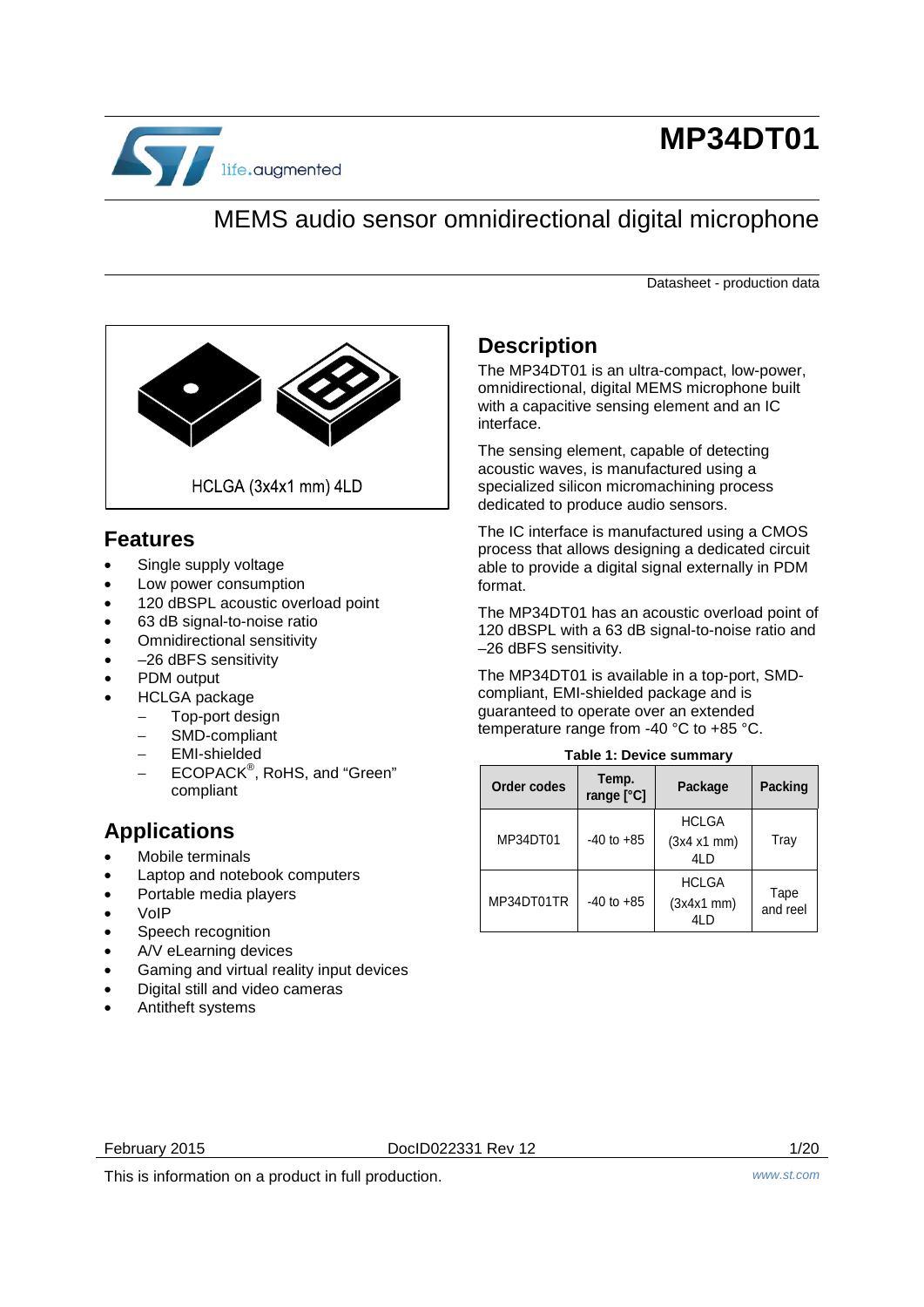# MP34DT01

## MEMS audio sensor omnidirectional digital microphone

Datasheet - production data

HCLGA (3x4x1 mm) 4LD

## Features

- Single supply voltage
- Low power consumption
- 120 dBSPL acoustic overload point
- 63 dB signal-to-noise ratio
- Omnidirectional sensitivity
- –26 dBFS sensitivity
- PDM output
- HCLGA package
  - Top-port design
  - SMD-compliant
  - EMI-shielded
  - ECOPACK®, RoHS, and “Green” compliant

## Applications

- Mobile terminals
- Laptop and notebook computers
- Portable media players
- VoIP
- Speech recognition
- A/V eLearning devices
- Gaming and virtual reality input devices
- Digital still and video cameras
- Antitheft systems

## Description

The MP34DT01 is an ultra-compact, low-power, omnidirectional, digital MEMS microphone built with a capacitive sensing element and an IC interface.

The sensing element, capable of detecting acoustic waves, is manufactured using a specialized silicon micromachining process dedicated to produce audio sensors.

The IC interface is manufactured using a CMOS process that allows designing a dedicated circuit able to provide a digital signal externally in PDM format.

The MP34DT01 has an acoustic overload point of 120 dBSPL with a 63 dB signal-to-noise ratio and –26 dBFS sensitivity.

The MP34DT01 is available in a top-port, SMD-compliant, EMI-shielded package and is guaranteed to operate over an extended temperature range from -40 °C to +85 °C.

**Table 1: Device summary**

| Order codes | Temp. range [°C] | Package | Packing |
|---|---|---|---|
| MP34DT01 | -40 to +85 | HCLGA (3x4 x1 mm) 4LD | Tray |
| MP34DT01TR | -40 to +85 | HCLGA (3x4x1 mm) 4LD | Tape and reel |

February 2015 DocID022331 Rev 12

This is information on a product in full production.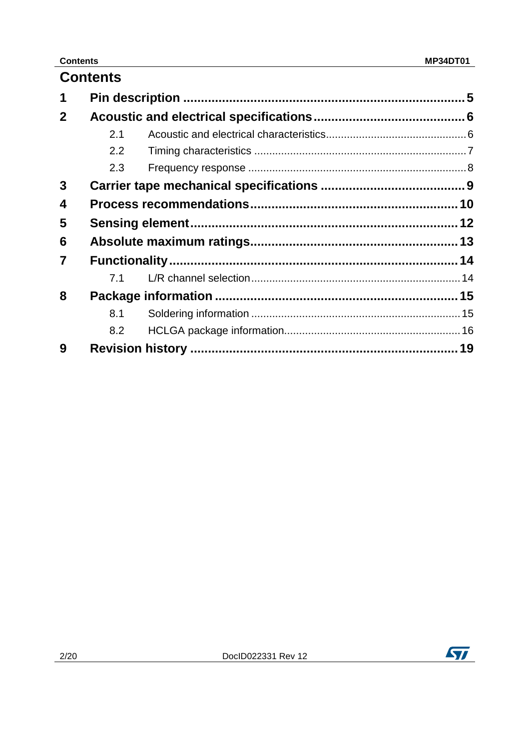# Contents

1 Pin description .......................................................................... 5

2 Acoustic and electrical specifications ........................................ 6

 2.1 Acoustic and electrical characteristics ........................................ 6

 2.2 Timing characteristics .................................................................. 7

 2.3 Frequency response ..................................................................... 8

3 Carrier tape mechanical specifications ...................................... 9

4 Process recommendations ......................................................... 10

5 Sensing element .......................................................................... 12

6 Absolute maximum ratings ......................................................... 13

7 Functionality ................................................................................ 14

 7.1 L/R channel selection ................................................................. 14

8 Package information ................................................................... 15

 8.1 Soldering information ................................................................. 15

 8.2 HCLGA package information ...................................................... 16

9 Revision history ........................................................................... 19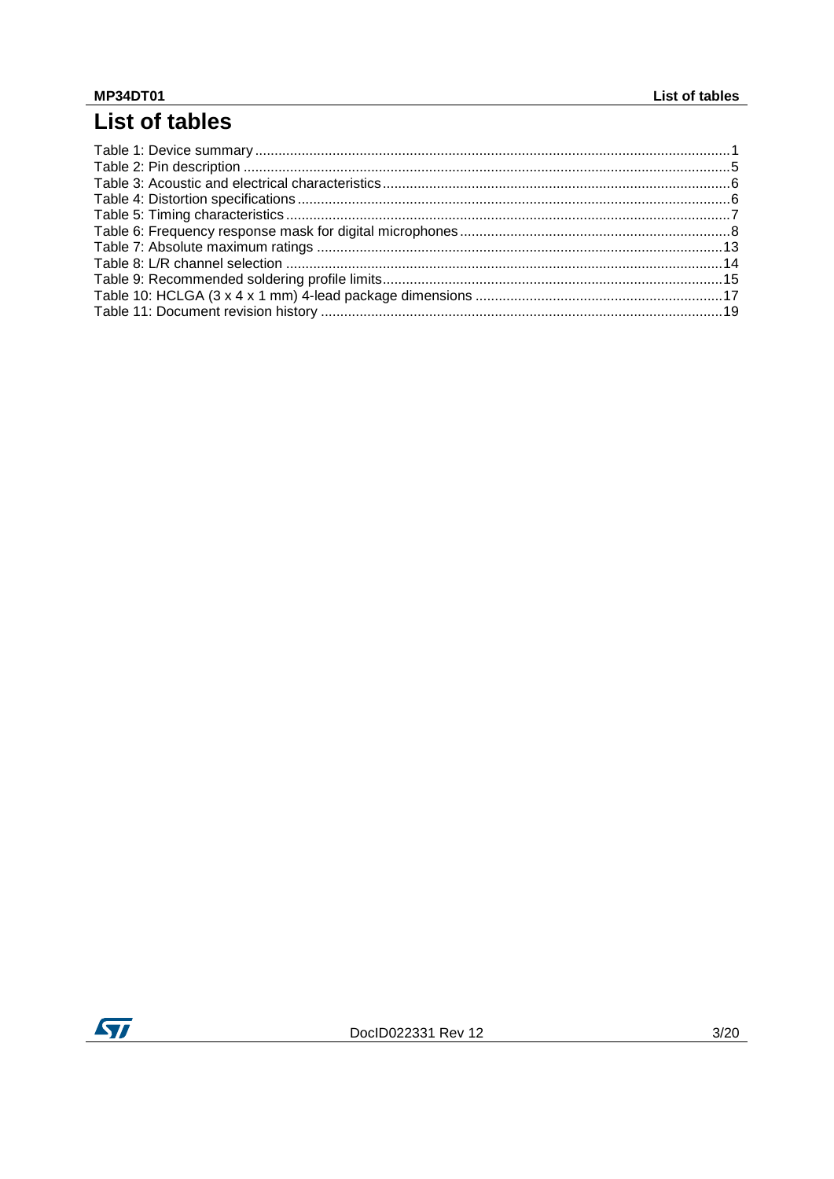# List of tables

Table 1: Device summary ... 1
Table 2: Pin description ... 5
Table 3: Acoustic and electrical characteristics ... 6
Table 4: Distortion specifications ... 6
Table 5: Timing characteristics ... 7
Table 6: Frequency response mask for digital microphones ... 8
Table 7: Absolute maximum ratings ... 13
Table 8: L/R channel selection ... 14
Table 9: Recommended soldering profile limits ... 15
Table 10: HCLGA (3 x 4 x 1 mm) 4-lead package dimensions ... 17
Table 11: Document revision history ... 19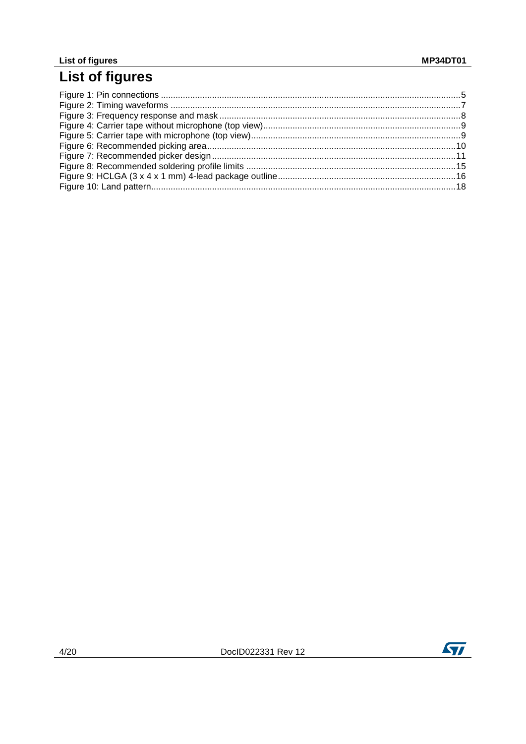# List of figures

Figure 1: Pin connections ....................................................................................................................5
Figure 2: Timing waveforms ..................................................................................................................7
Figure 3: Frequency response and mask ...............................................................................................8
Figure 4: Carrier tape without microphone (top view).............................................................................9
Figure 5: Carrier tape with microphone (top view)..................................................................................9
Figure 6: Recommended picking area..................................................................................................10
Figure 7: Recommended picker design ................................................................................................11
Figure 8: Recommended soldering profile limits ..................................................................................15
Figure 9: HCLGA (3 x 4 x 1 mm) 4-lead package outline.....................................................................16
Figure 10: Land pattern.........................................................................................................................18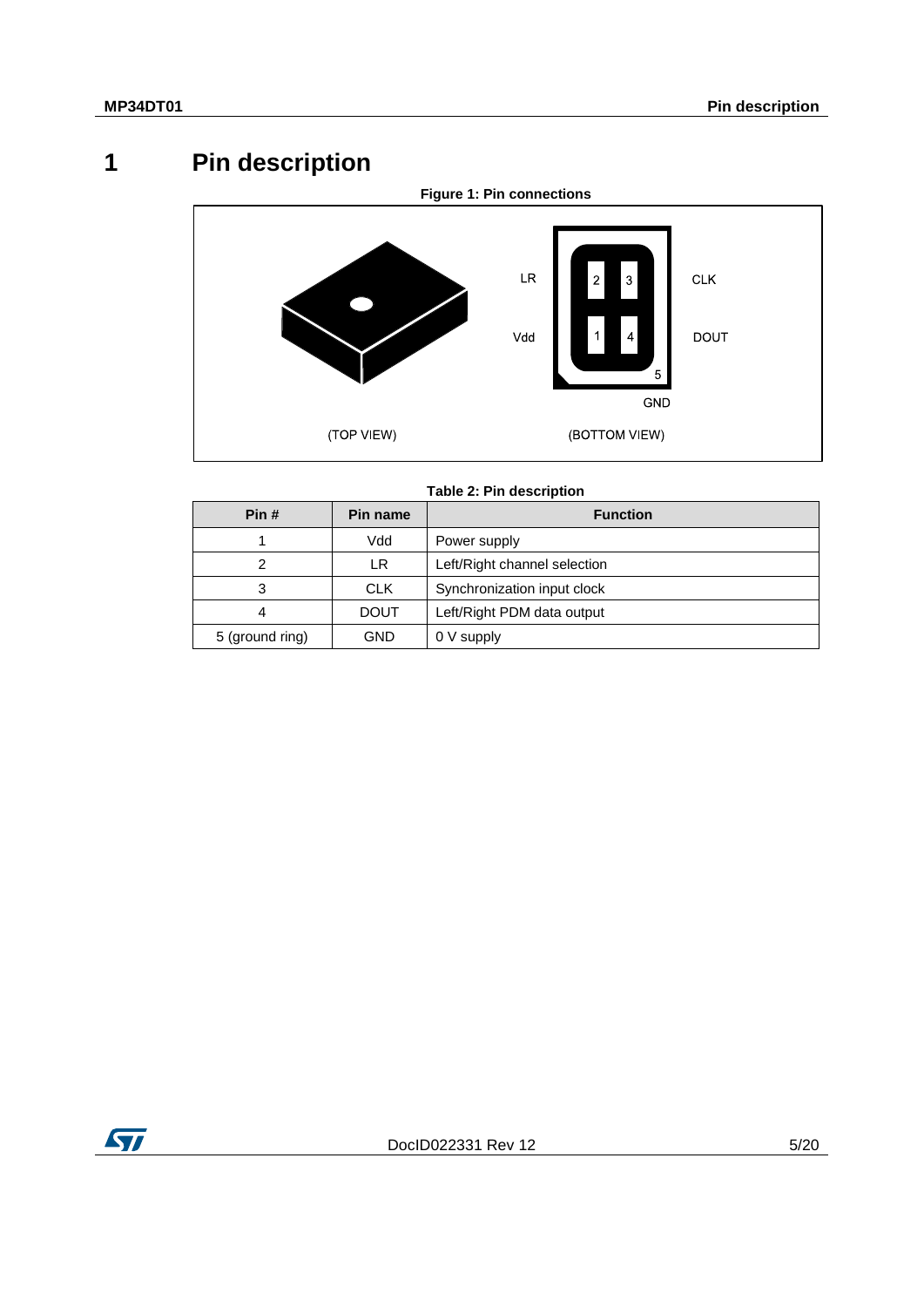# 1 Pin description

**Figure 1: Pin connections**

**Table 2: Pin description**

| Pin # | Pin name | Function |
|---|---|---|
| 1 | Vdd | Power supply |
| 2 | LR | Left/Right channel selection |
| 3 | CLK | Synchronization input clock |
| 4 | DOUT | Left/Right PDM data output |
| 5 (ground ring) | GND | 0 V supply |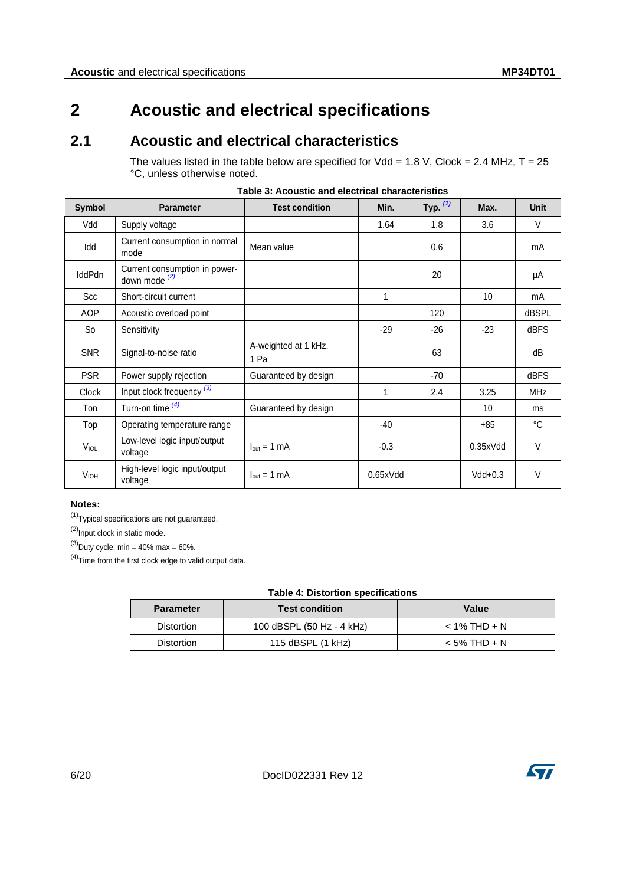# 2 Acoustic and electrical specifications

## 2.1 Acoustic and electrical characteristics

The values listed in the table below are specified for Vdd = 1.8 V, Clock = 2.4 MHz, T = 25 °C, unless otherwise noted.

**Table 3: Acoustic and electrical characteristics**

| Symbol | Parameter | Test condition | Min. | Typ. [(1)] | Max. | Unit |
|---|---|---|---|---|---|---|
| Vdd | Supply voltage | | 1.64 | 1.8 | 3.6 | V |
| Idd | Current consumption in normal mode | Mean value | | 0.6 | | mA |
| IddPdn | Current consumption in power-down mode [(2)] | | | 20 | | µA |
| Scc | Short-circuit current | | 1 | | 10 | mA |
| AOP | Acoustic overload point | | | 120 | | dBSPL |
| So | Sensitivity | | -29 | -26 | -23 | dBFS |
| SNR | Signal-to-noise ratio | A-weighted at 1 kHz, 1 Pa | | 63 | | dB |
| PSR | Power supply rejection | Guaranteed by design | | -70 | | dBFS |
| Clock | Input clock frequency [(3)] | | 1 | 2.4 | 3.25 | MHz |
| Ton | Turn-on time [(4)] | Guaranteed by design | | | 10 | ms |
| Top | Operating temperature range | | -40 | | +85 | °C |
| $V_{IOL}$ | Low-level logic input/output voltage | $I_{out}$ = 1 mA | -0.3 | | 0.35xVdd | V |
| $V_{IOH}$ | High-level logic input/output voltage | $I_{out}$ = 1 mA | 0.65xVdd | | Vdd+0.3 | V |

**Notes:**

(1)Typical specifications are not guaranteed.

(2)Input clock in static mode.

(3)Duty cycle: min = 40% max = 60%.

(4)Time from the first clock edge to valid output data.

**Table 4: Distortion specifications**

| Parameter | Test condition | Value |
|---|---|---|
| Distortion | 100 dBSPL (50 Hz - 4 kHz) | < 1% THD + N |
| Distortion | 115 dBSPL (1 kHz) | < 5% THD + N |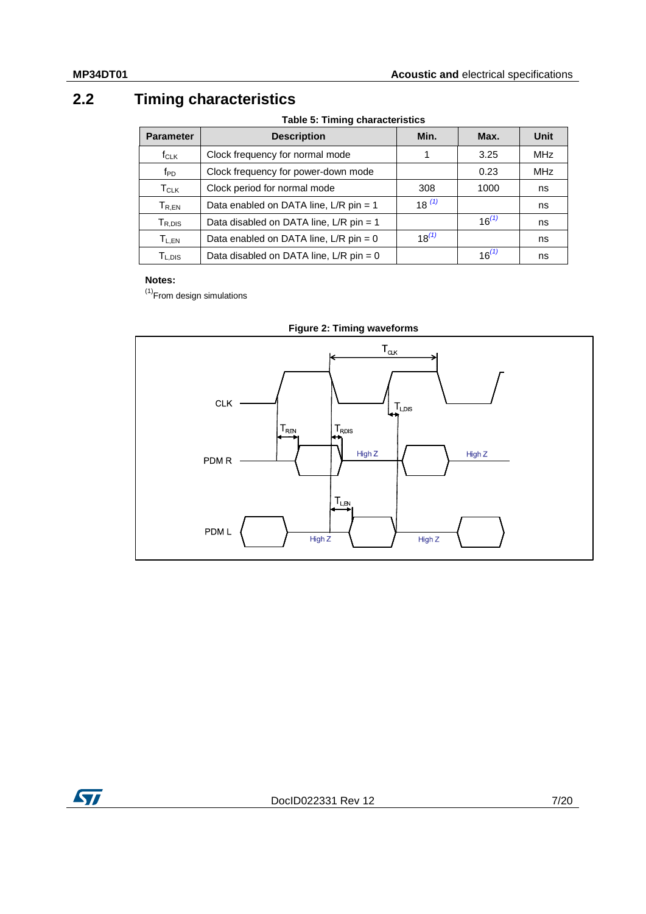## 2.2 Timing characteristics

**Table 5: Timing characteristics**

| Parameter | Description | Min. | Max. | Unit |
|---|---|---|---|---|
| $f_{CLK}$ | Clock frequency for normal mode | 1 | 3.25 | MHz |
| $f_{PD}$ | Clock frequency for power-down mode | | 0.23 | MHz |
| $T_{CLK}$ | Clock period for normal mode | 308 | 1000 | ns |
| $T_{R,EN}$ | Data enabled on DATA line, L/R pin = 1 | 18 (1) | | ns |
| $T_{R,DIS}$ | Data disabled on DATA line, L/R pin = 1 | | 16(1) | ns |
| $T_{L,EN}$ | Data enabled on DATA line, L/R pin = 0 | 18(1) | | ns |
| $T_{L,DIS}$ | Data disabled on DATA line, L/R pin = 0 | | 16(1) | ns |

**Notes:**

(1)From design simulations

**Figure 2: Timing waveforms**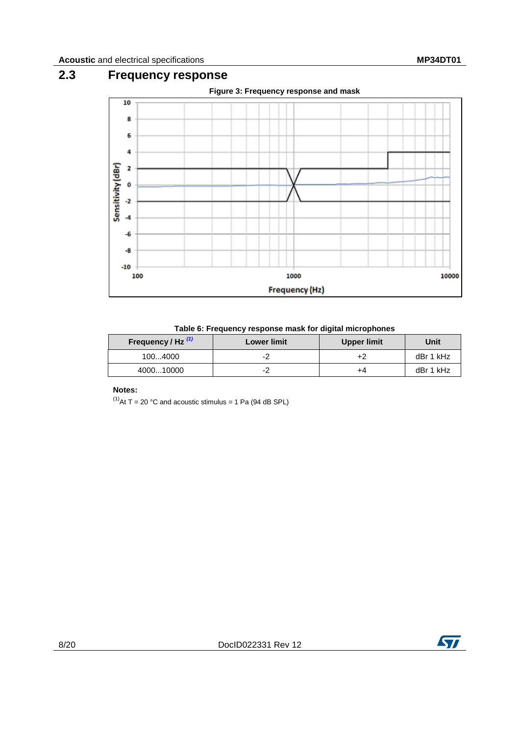## 2.3 Frequency response

**Figure 3: Frequency response and mask**

**Table 6: Frequency response mask for digital microphones**

| Frequency / Hz [(1)] | Lower limit | Upper limit | Unit |
|---|---|---|---|
| 100...4000 | -2 | +2 | dBr 1 kHz |
| 4000...10000 | -2 | +4 | dBr 1 kHz |

**Notes:**

[(1)]At T = 20 °C and acoustic stimulus = 1 Pa (94 dB SPL)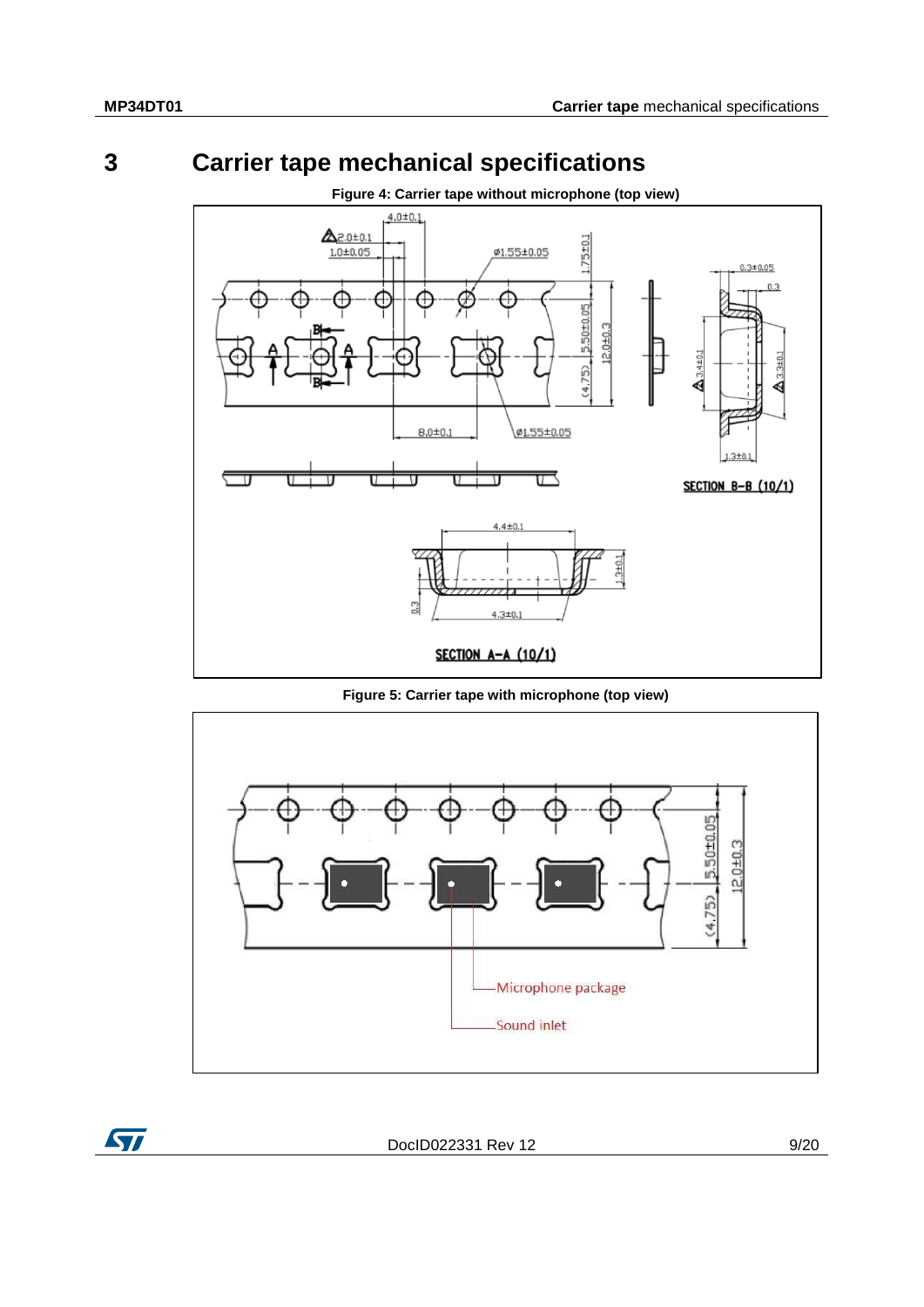# 3 Carrier tape mechanical specifications

**Figure 4: Carrier tape without microphone (top view)**

**Figure 5: Carrier tape with microphone (top view)**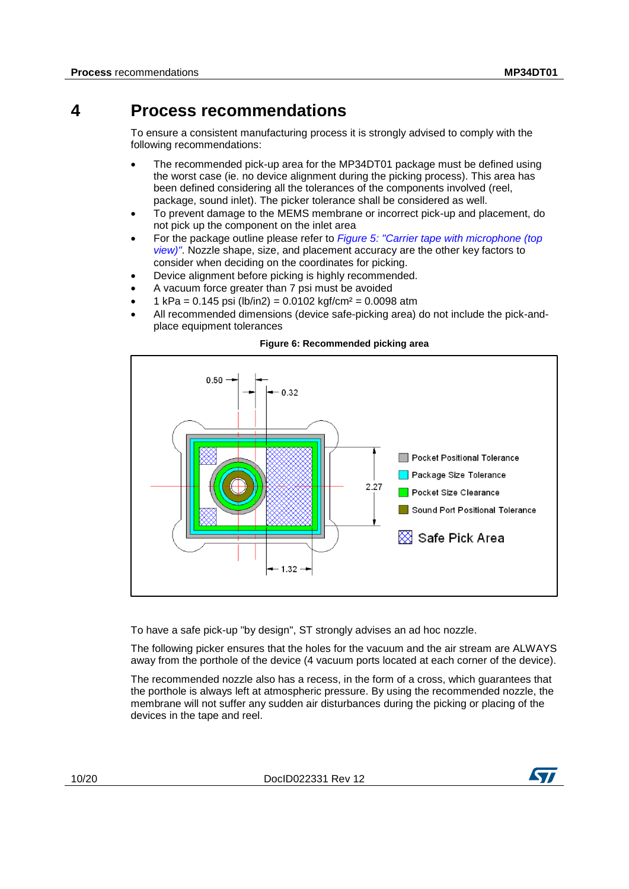# 4 Process recommendations

To ensure a consistent manufacturing process it is strongly advised to comply with the following recommendations:

- The recommended pick-up area for the MP34DT01 package must be defined using the worst case (ie. no device alignment during the picking process). This area has been defined considering all the tolerances of the components involved (reel, package, sound inlet). The picker tolerance shall be considered as well.
- To prevent damage to the MEMS membrane or incorrect pick-up and placement, do not pick up the component on the inlet area
- For the package outline please refer to *Figure 5: "Carrier tape with microphone (top view)"*. Nozzle shape, size, and placement accuracy are the other key factors to consider when deciding on the coordinates for picking.
- Device alignment before picking is highly recommended.
- A vacuum force greater than 7 psi must be avoided
- 1 kPa = 0.145 psi (lb/in2) = 0.0102 kgf/cm² = 0.0098 atm
- All recommended dimensions (device safe-picking area) do not include the pick-and-place equipment tolerances

**Figure 6: Recommended picking area**

0.50, 0.32, 2.27, 1.32

Pocket Positional Tolerance
Package Size Tolerance
Pocket Size Clearance
Sound Port Positional Tolerance
Safe Pick Area

To have a safe pick-up "by design", ST strongly advises an ad hoc nozzle.

The following picker ensures that the holes for the vacuum and the air stream are ALWAYS away from the porthole of the device (4 vacuum ports located at each corner of the device).

The recommended nozzle also has a recess, in the form of a cross, which guarantees that the porthole is always left at atmospheric pressure. By using the recommended nozzle, the membrane will not suffer any sudden air disturbances during the picking or placing of the devices in the tape and reel.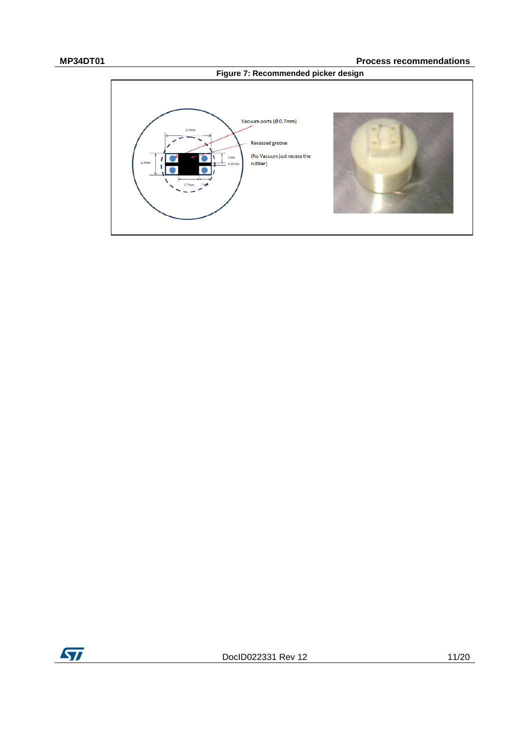Figure 7: Recommended picker design

Vacuum ports (Ø 0.7mm)

Recessed groove

(No Vacuum just recess the rubber)

3.7mm

2.7mm

1mm

0.35mm

1.7mm

1mm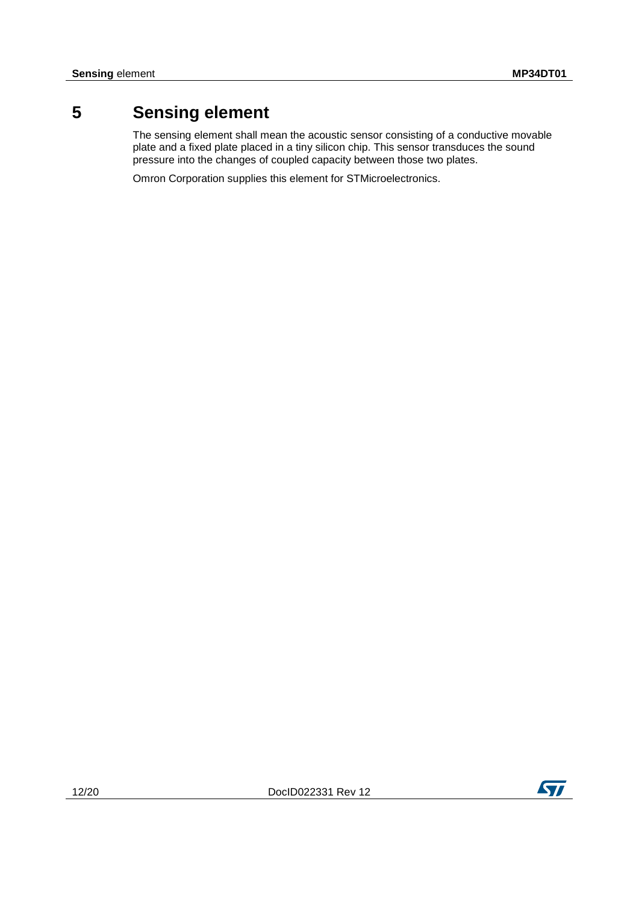# 5 Sensing element

The sensing element shall mean the acoustic sensor consisting of a conductive movable plate and a fixed plate placed in a tiny silicon chip. This sensor transduces the sound pressure into the changes of coupled capacity between those two plates.

Omron Corporation supplies this element for STMicroelectronics.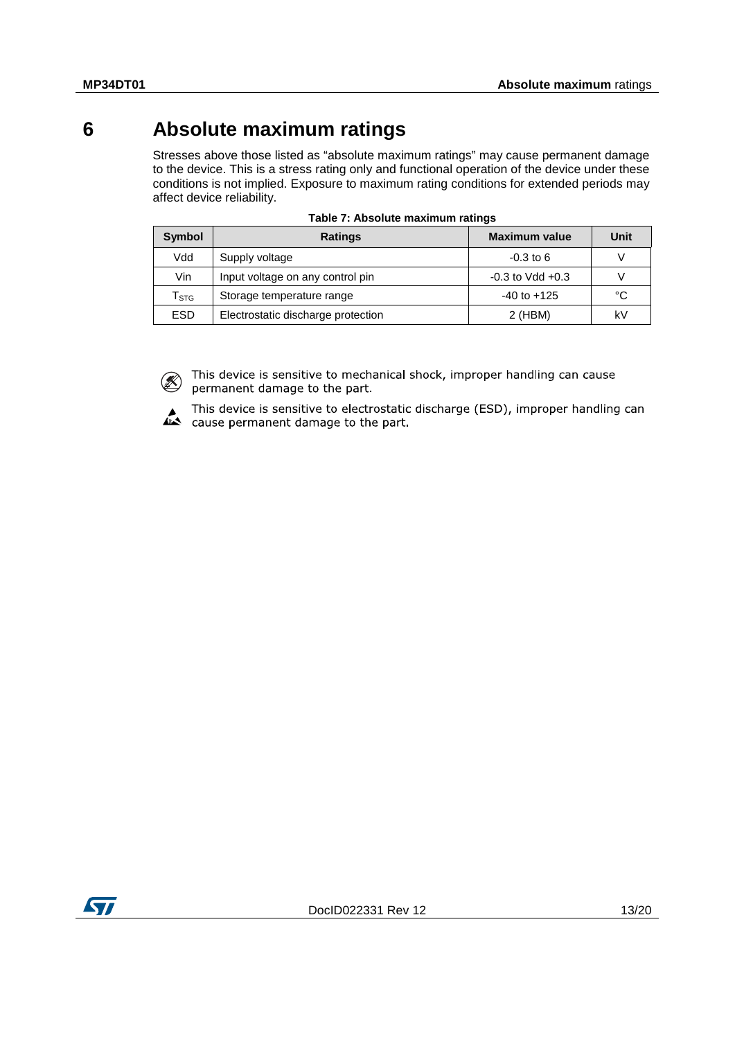# 6 Absolute maximum ratings

Stresses above those listed as “absolute maximum ratings” may cause permanent damage to the device. This is a stress rating only and functional operation of the device under these conditions is not implied. Exposure to maximum rating conditions for extended periods may affect device reliability.

**Table 7: Absolute maximum ratings**

| Symbol | Ratings | Maximum value | Unit |
|---|---|---|---|
| Vdd | Supply voltage | -0.3 to 6 | V |
| Vin | Input voltage on any control pin | -0.3 to Vdd +0.3 | V |
| $T_{STG}$ | Storage temperature range | -40 to +125 | °C |
| ESD | Electrostatic discharge protection | 2 (HBM) | kV |

This device is sensitive to mechanical shock, improper handling can cause permanent damage to the part.

This device is sensitive to electrostatic discharge (ESD), improper handling can cause permanent damage to the part.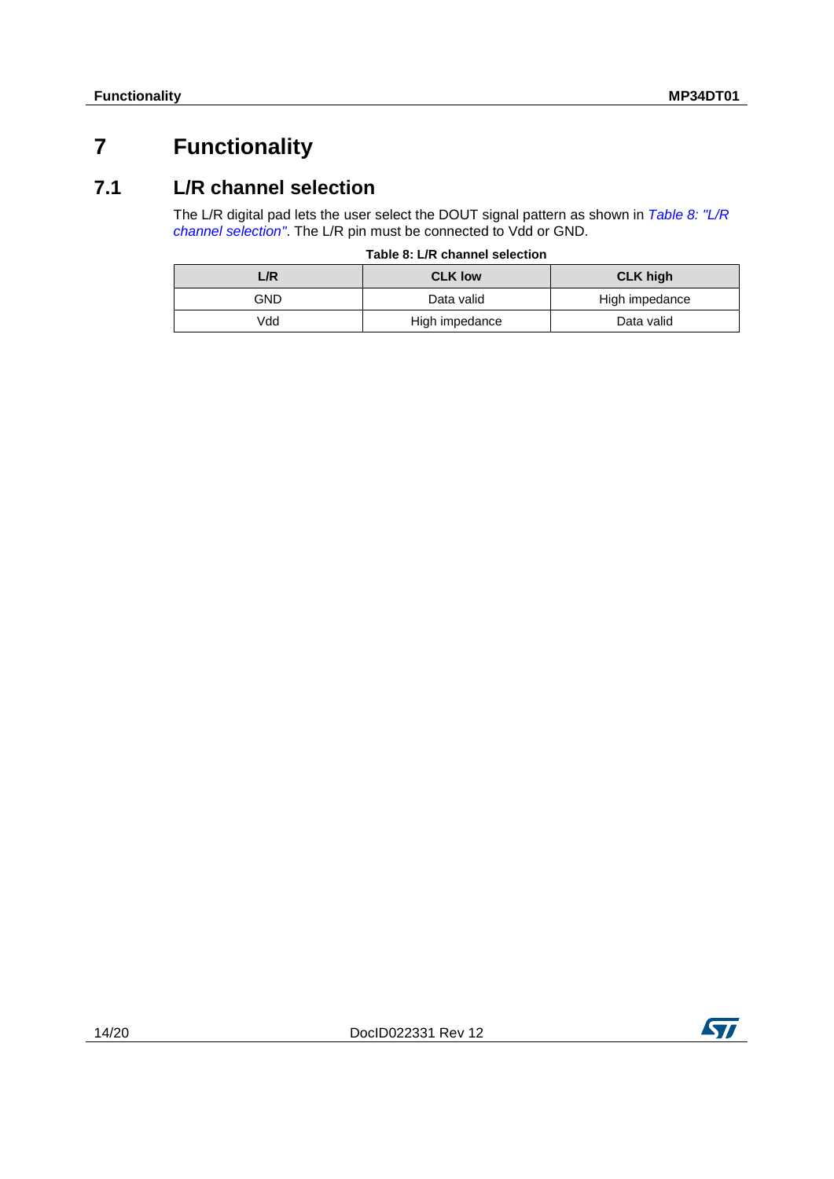# 7 Functionality

## 7.1 L/R channel selection

The L/R digital pad lets the user select the DOUT signal pattern as shown in *Table 8: "L/R channel selection"*. The L/R pin must be connected to Vdd or GND.

**Table 8: L/R channel selection**

| L/R | CLK low | CLK high |
|---|---|---|
| GND | Data valid | High impedance |
| Vdd | High impedance | Data valid |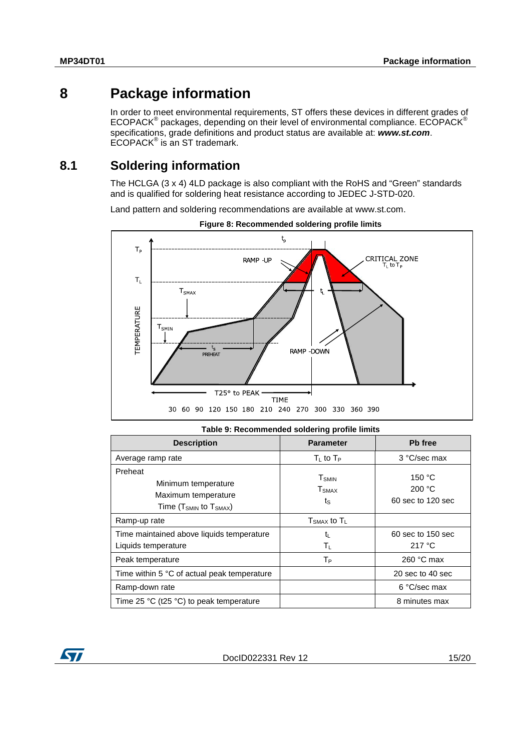# 8 Package information

In order to meet environmental requirements, ST offers these devices in different grades of ECOPACK® packages, depending on their level of environmental compliance. ECOPACK® specifications, grade definitions and product status are available at: ***www.st.com***. ECOPACK® is an ST trademark.

## 8.1 Soldering information

The HCLGA (3 x 4) 4LD package is also compliant with the RoHS and "Green" standards and is qualified for soldering heat resistance according to JEDEC J-STD-020.

Land pattern and soldering recommendations are available at www.st.com.

**Figure 8: Recommended soldering profile limits**

**Table 9: Recommended soldering profile limits**

| Description | Parameter | Pb free |
|---|---|---|
| Average ramp rate | $T_L$ to $T_P$ | 3 °C/sec max |
| Preheat<br>Minimum temperature<br>Maximum temperature<br>Time ($T_{SMIN}$ to $T_{SMAX}$) | $T_{SMIN}$<br>$T_{SMAX}$<br>$t_S$ | 150 °C<br>200 °C<br>60 sec to 120 sec |
| Ramp-up rate | $T_{SMAX}$ to $T_L$ | |
| Time maintained above liquids temperature<br>Liquids temperature | $t_L$<br>$T_L$ | 60 sec to 150 sec<br>217 °C |
| Peak temperature | $T_P$ | 260 °C max |
| Time within 5 °C of actual peak temperature | | 20 sec to 40 sec |
| Ramp-down rate | | 6 °C/sec max |
| Time 25 °C (t25 °C) to peak temperature | | 8 minutes max |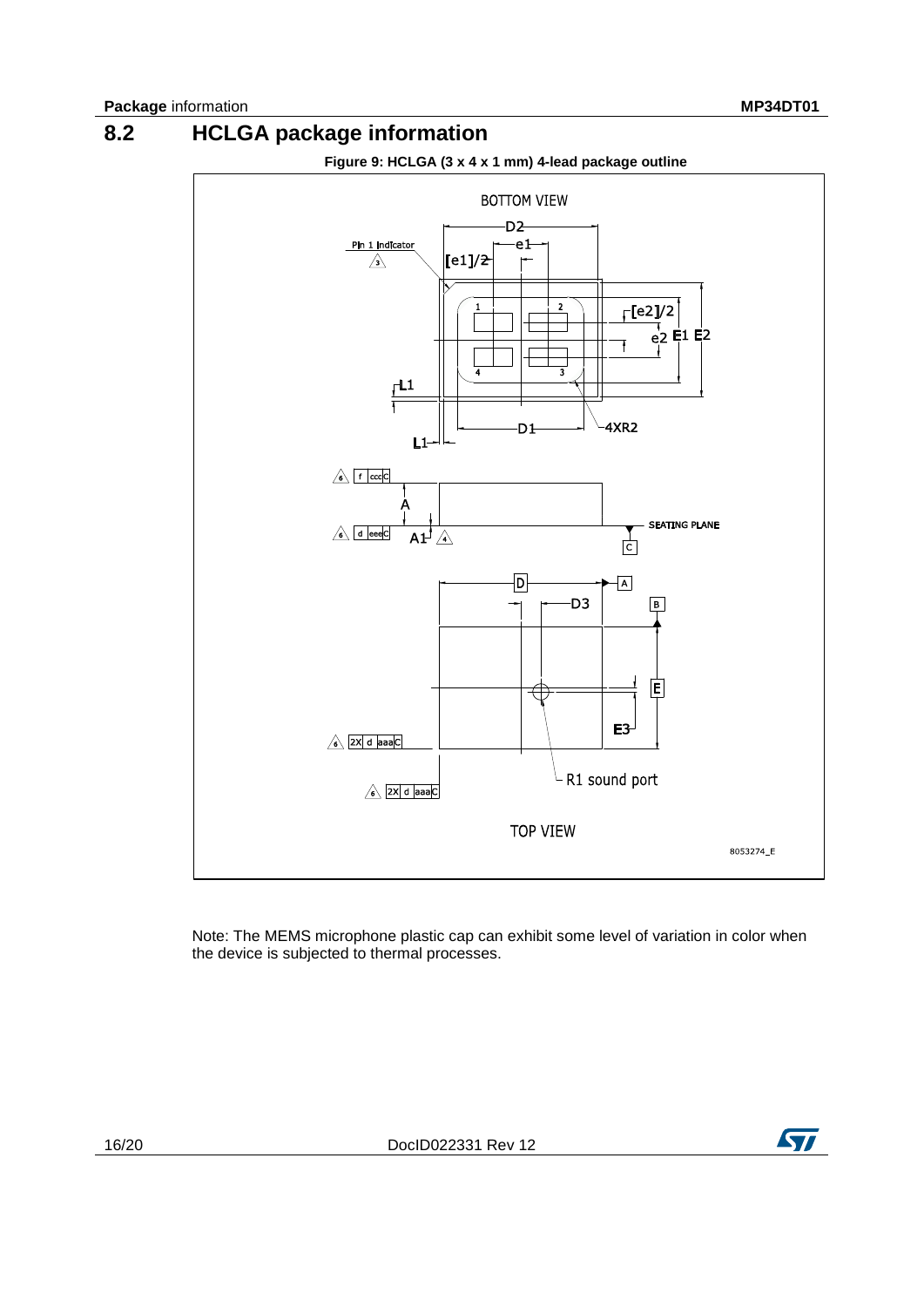## 8.2 HCLGA package information

**Figure 9: HCLGA (3 x 4 x 1 mm) 4-lead package outline**

Note: The MEMS microphone plastic cap can exhibit some level of variation in color when the device is subjected to thermal processes.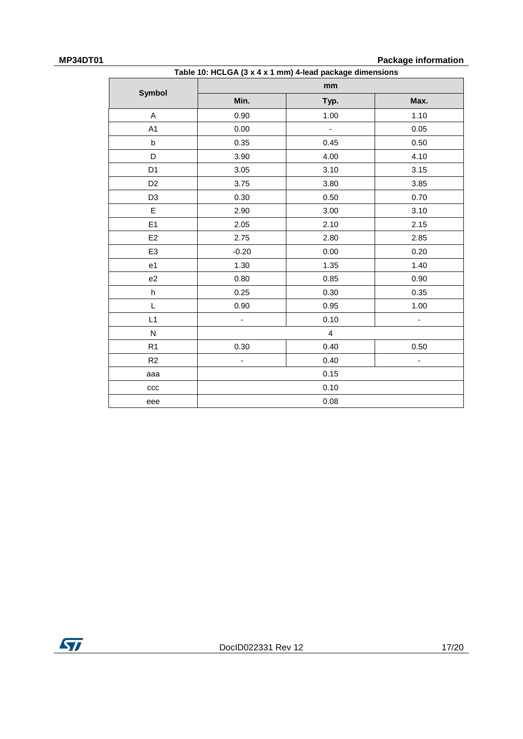Table 10: HCLGA (3 x 4 x 1 mm) 4-lead package dimensions

| Symbol | mm | | |
|---|---|---|---|
| | Min. | Typ. | Max. |
| A | 0.90 | 1.00 | 1.10 |
| A1 | 0.00 | - | 0.05 |
| b | 0.35 | 0.45 | 0.50 |
| D | 3.90 | 4.00 | 4.10 |
| D1 | 3.05 | 3.10 | 3.15 |
| D2 | 3.75 | 3.80 | 3.85 |
| D3 | 0.30 | 0.50 | 0.70 |
| E | 2.90 | 3.00 | 3.10 |
| E1 | 2.05 | 2.10 | 2.15 |
| E2 | 2.75 | 2.80 | 2.85 |
| E3 | -0.20 | 0.00 | 0.20 |
| e1 | 1.30 | 1.35 | 1.40 |
| e2 | 0.80 | 0.85 | 0.90 |
| h | 0.25 | 0.30 | 0.35 |
| L | 0.90 | 0.95 | 1.00 |
| L1 | - | 0.10 | - |
| N | 4 | | |
| R1 | 0.30 | 0.40 | 0.50 |
| R2 | - | 0.40 | - |
| aaa | 0.15 | | |
| ccc | 0.10 | | |
| eee | 0.08 | | |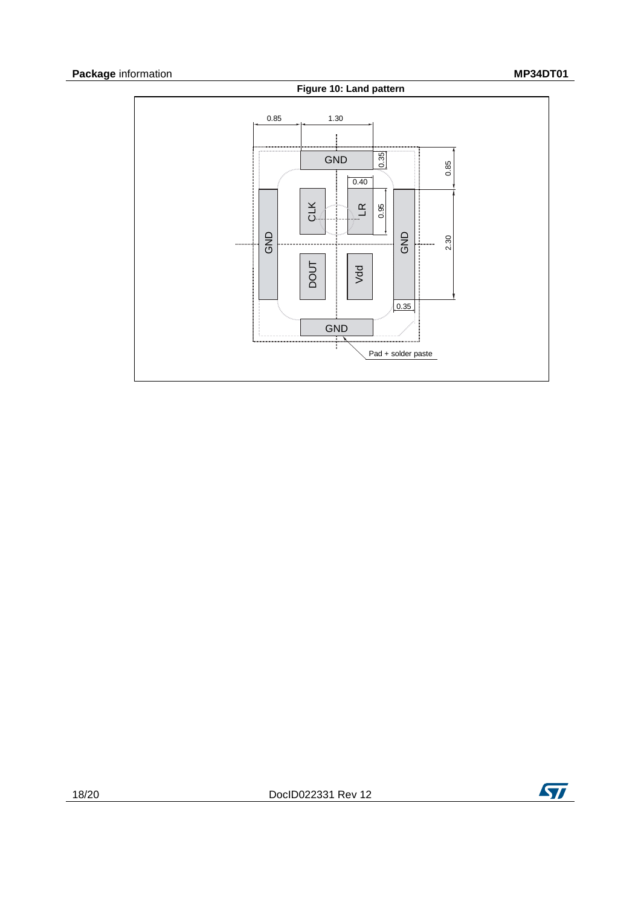**Figure 10: Land pattern**

0.85 1.30

GND 0.35 0.85

0.40

CLK LR 0.95

GND GND 2.30

DOUT Vdd

0.35

GND

Pad + solder paste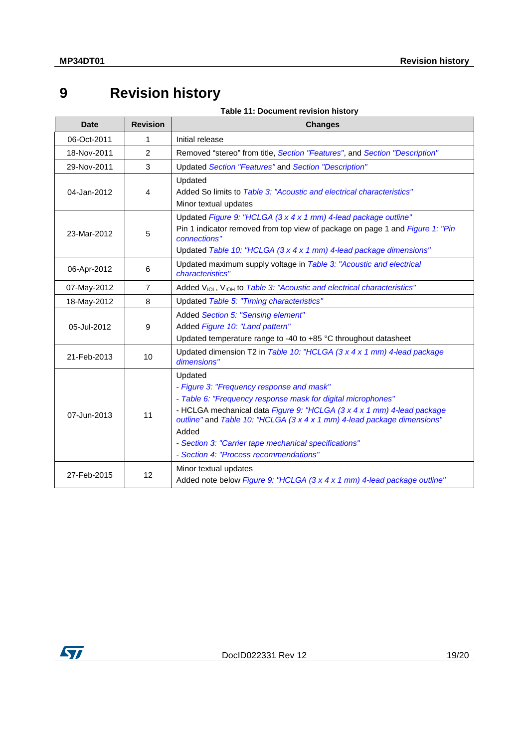# 9 Revision history

**Table 11: Document revision history**

| Date | Revision | Changes |
|---|---|---|
| 06-Oct-2011 | 1 | Initial release |
| 18-Nov-2011 | 2 | Removed “stereo” from title, *Section "Features"*, and *Section "Description"* |
| 29-Nov-2011 | 3 | Updated *Section "Features"* and *Section "Description"* |
| 04-Jan-2012 | 4 | Updated<br>Added So limits to *Table 3: "Acoustic and electrical characteristics"*<br>Minor textual updates |
| 23-Mar-2012 | 5 | Updated *Figure 9: "HCLGA (3 x 4 x 1 mm) 4-lead package outline"*<br>Pin 1 indicator removed from top view of package on page 1 and *Figure 1: "Pin connections"*<br>Updated *Table 10: "HCLGA (3 x 4 x 1 mm) 4-lead package dimensions"* |
| 06-Apr-2012 | 6 | Updated maximum supply voltage in *Table 3: "Acoustic and electrical characteristics"* |
| 07-May-2012 | 7 | Added $V_{IOL}$, $V_{IOH}$ to *Table 3: "Acoustic and electrical characteristics"* |
| 18-May-2012 | 8 | Updated *Table 5: "Timing characteristics"* |
| 05-Jul-2012 | 9 | Added *Section 5: "Sensing element"*<br>Added *Figure 10: "Land pattern"*<br>Updated temperature range to -40 to +85 °C throughout datasheet |
| 21-Feb-2013 | 10 | Updated dimension T2 in *Table 10: "HCLGA (3 x 4 x 1 mm) 4-lead package dimensions"* |
| 07-Jun-2013 | 11 | Updated<br>- *Figure 3: "Frequency response and mask"*<br>- *Table 6: "Frequency response mask for digital microphones"*<br>- HCLGA mechanical data *Figure 9: "HCLGA (3 x 4 x 1 mm) 4-lead package outline"* and *Table 10: "HCLGA (3 x 4 x 1 mm) 4-lead package dimensions"*<br>Added<br>- *Section 3: "Carrier tape mechanical specifications"*<br>- *Section 4: "Process recommendations"* |
| 27-Feb-2015 | 12 | Minor textual updates<br>Added note below *Figure 9: "HCLGA (3 x 4 x 1 mm) 4-lead package outline"* |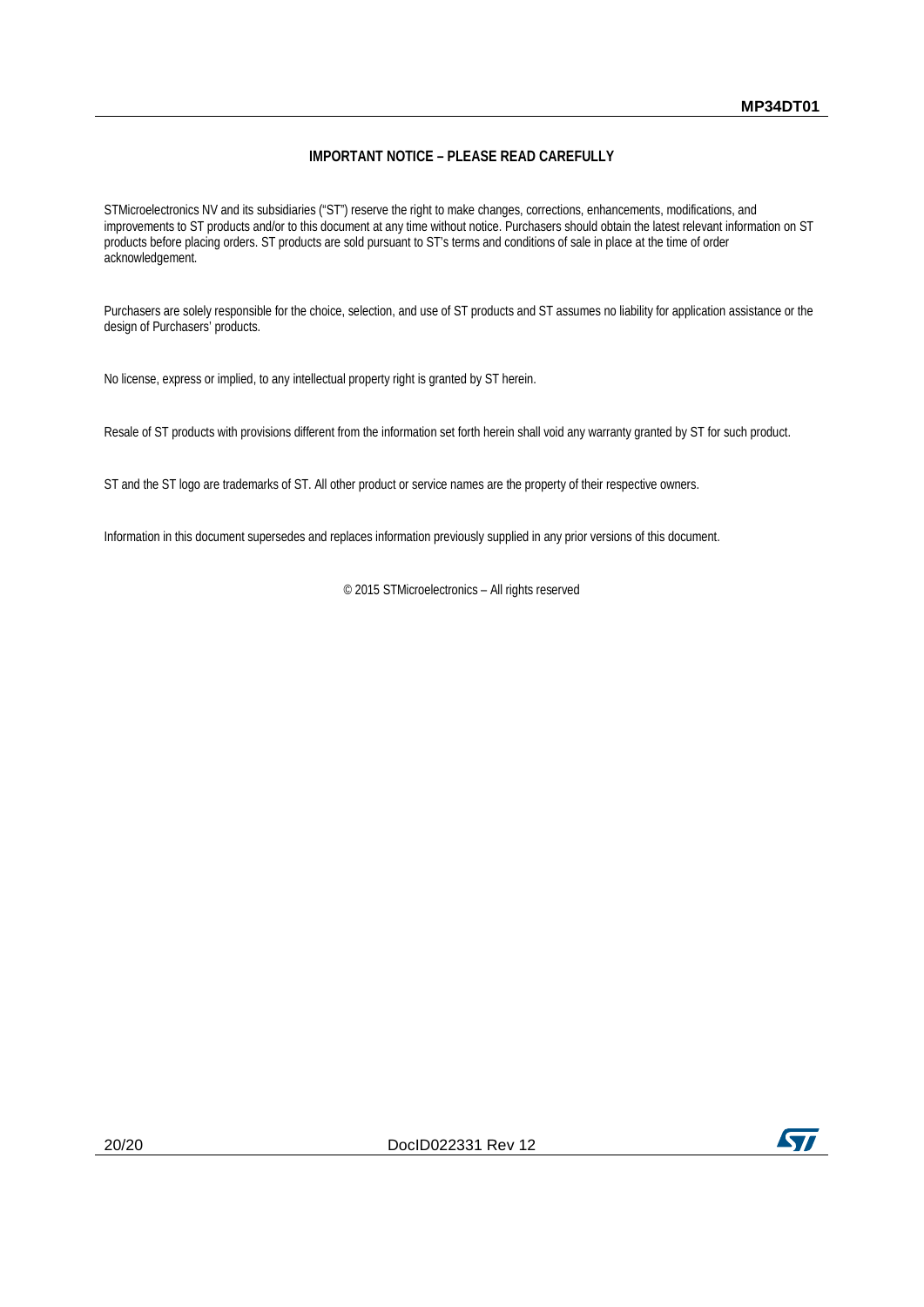## IMPORTANT NOTICE – PLEASE READ CAREFULLY

STMicroelectronics NV and its subsidiaries ("ST") reserve the right to make changes, corrections, enhancements, modifications, and improvements to ST products and/or to this document at any time without notice. Purchasers should obtain the latest relevant information on ST products before placing orders. ST products are sold pursuant to ST's terms and conditions of sale in place at the time of order acknowledgement.

Purchasers are solely responsible for the choice, selection, and use of ST products and ST assumes no liability for application assistance or the design of Purchasers' products.

No license, express or implied, to any intellectual property right is granted by ST herein.

Resale of ST products with provisions different from the information set forth herein shall void any warranty granted by ST for such product.

ST and the ST logo are trademarks of ST. All other product or service names are the property of their respective owners.

Information in this document supersedes and replaces information previously supplied in any prior versions of this document.

© 2015 STMicroelectronics – All rights reserved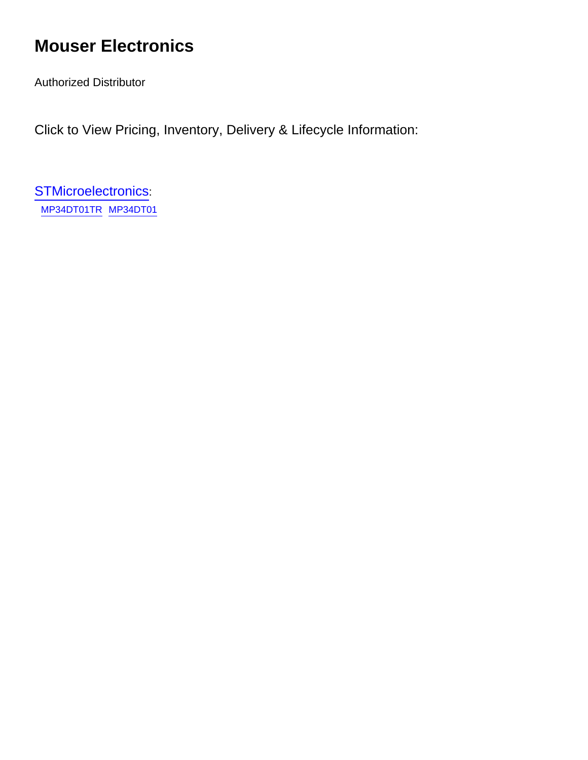# Mouser Electronics

Authorized Distributor

Click to View Pricing, Inventory, Delivery & Lifecycle Information:

STMicroelectronics:

MP34DT01TR MP34DT01